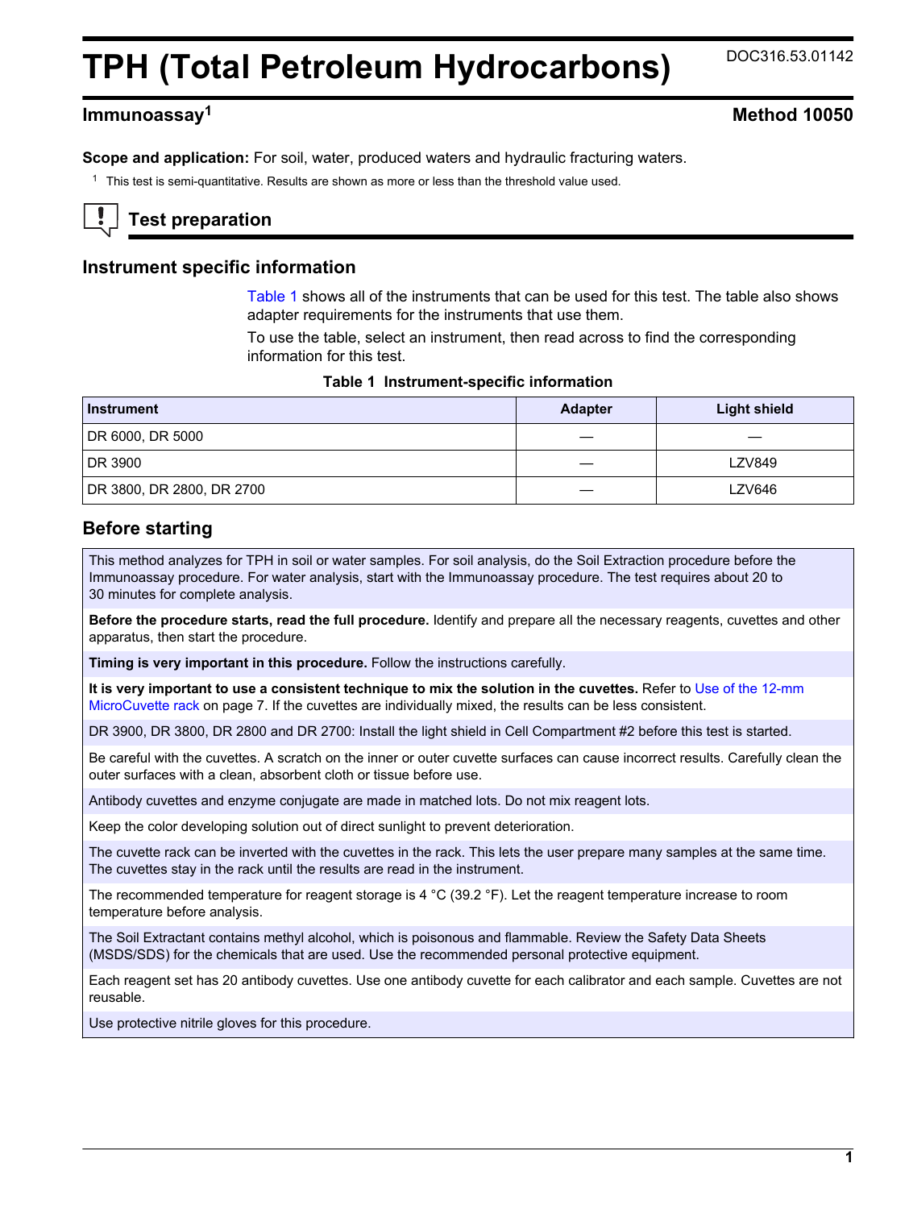# TPH (Total Petroleum Hydrocarbons)

DOC316.53.01142

## Immunoassay[1]

## Method 10050

**Scope and application:** For soil, water, produced waters and hydraulic fracturing waters.

[1] This test is semi-quantitative. Results are shown as more or less than the threshold value used.

## Test preparation

### Instrument specific information

Table 1 shows all of the instruments that can be used for this test. The table also shows adapter requirements for the instruments that use them.

To use the table, select an instrument, then read across to find the corresponding information for this test.

**Table 1 Instrument-specific information**

| Instrument | Adapter | Light shield |
|---|---|---|
| DR 6000, DR 5000 | — | — |
| DR 3900 | — | LZV849 |
| DR 3800, DR 2800, DR 2700 | — | LZV646 |

### Before starting

This method analyzes for TPH in soil or water samples. For soil analysis, do the Soil Extraction procedure before the Immunoassay procedure. For water analysis, start with the Immunoassay procedure. The test requires about 20 to 30 minutes for complete analysis.

**Before the procedure starts, read the full procedure.** Identify and prepare all the necessary reagents, cuvettes and other apparatus, then start the procedure.

**Timing is very important in this procedure.** Follow the instructions carefully.

**It is very important to use a consistent technique to mix the solution in the cuvettes.** Refer to Use of the 12-mm MicroCuvette rack on page 7. If the cuvettes are individually mixed, the results can be less consistent.

DR 3900, DR 3800, DR 2800 and DR 2700: Install the light shield in Cell Compartment #2 before this test is started.

Be careful with the cuvettes. A scratch on the inner or outer cuvette surfaces can cause incorrect results. Carefully clean the outer surfaces with a clean, absorbent cloth or tissue before use.

Antibody cuvettes and enzyme conjugate are made in matched lots. Do not mix reagent lots.

Keep the color developing solution out of direct sunlight to prevent deterioration.

The cuvette rack can be inverted with the cuvettes in the rack. This lets the user prepare many samples at the same time. The cuvettes stay in the rack until the results are read in the instrument.

The recommended temperature for reagent storage is 4 °C (39.2 °F). Let the reagent temperature increase to room temperature before analysis.

The Soil Extractant contains methyl alcohol, which is poisonous and flammable. Review the Safety Data Sheets (MSDS/SDS) for the chemicals that are used. Use the recommended personal protective equipment.

Each reagent set has 20 antibody cuvettes. Use one antibody cuvette for each calibrator and each sample. Cuvettes are not reusable.

Use protective nitrile gloves for this procedure.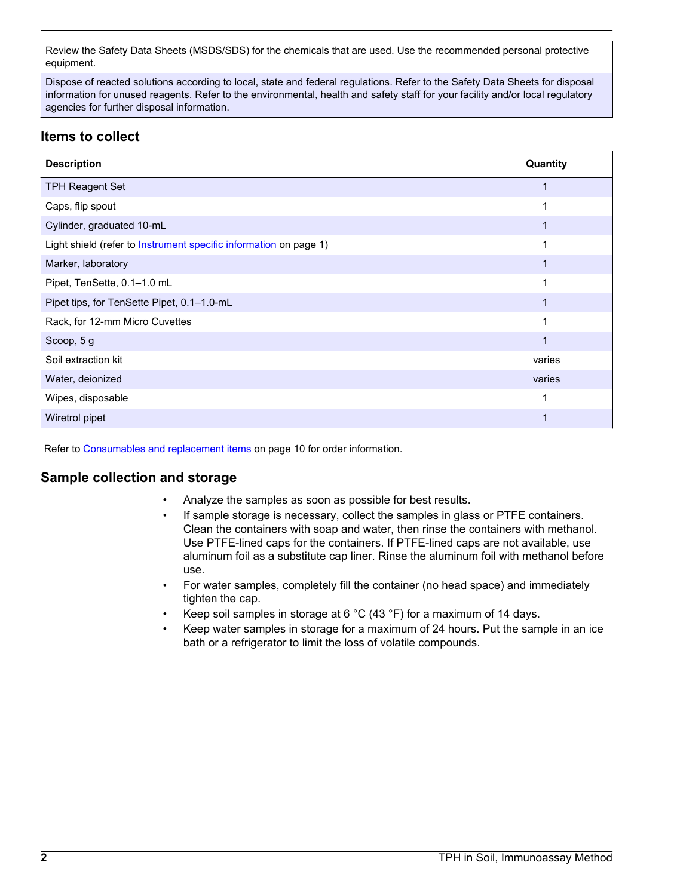| Review the Safety Data Sheets (MSDS/SDS) for the chemicals that are used. Use the recommended personal protective equipment. |
| --- |
| Dispose of reacted solutions according to local, state and federal regulations. Refer to the Safety Data Sheets for disposal information for unused reagents. Refer to the environmental, health and safety staff for your facility and/or local regulatory agencies for further disposal information. |

## Items to collect

| Description | Quantity |
| --- | --- |
| TPH Reagent Set | 1 |
| Caps, flip spout | 1 |
| Cylinder, graduated 10-mL | 1 |
| Light shield (refer to Instrument specific information on page 1) | 1 |
| Marker, laboratory | 1 |
| Pipet, TenSette, 0.1–1.0 mL | 1 |
| Pipet tips, for TenSette Pipet, 0.1–1.0-mL | 1 |
| Rack, for 12-mm Micro Cuvettes | 1 |
| Scoop, 5 g | 1 |
| Soil extraction kit | varies |
| Water, deionized | varies |
| Wipes, disposable | 1 |
| Wiretrol pipet | 1 |

Refer to Consumables and replacement items on page 10 for order information.

## Sample collection and storage

- Analyze the samples as soon as possible for best results.
- If sample storage is necessary, collect the samples in glass or PTFE containers. Clean the containers with soap and water, then rinse the containers with methanol. Use PTFE-lined caps for the containers. If PTFE-lined caps are not available, use aluminum foil as a substitute cap liner. Rinse the aluminum foil with methanol before use.
- For water samples, completely fill the container (no head space) and immediately tighten the cap.
- Keep soil samples in storage at 6 °C (43 °F) for a maximum of 14 days.
- Keep water samples in storage for a maximum of 24 hours. Put the sample in an ice bath or a refrigerator to limit the loss of volatile compounds.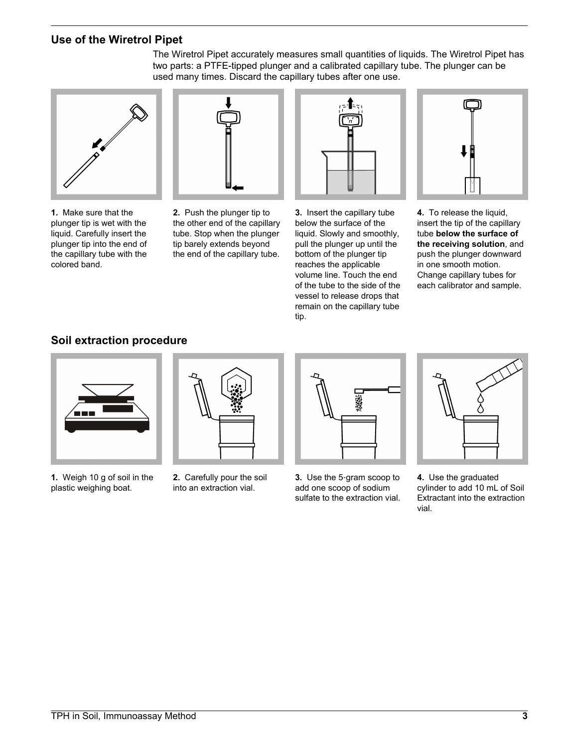## Use of the Wiretrol Pipet

The Wiretrol Pipet accurately measures small quantities of liquids. The Wiretrol Pipet has two parts: a PTFE-tipped plunger and a calibrated capillary tube. The plunger can be used many times. Discard the capillary tubes after one use.

1. Make sure that the plunger tip is wet with the liquid. Carefully insert the plunger tip into the end of the capillary tube with the colored band.

2. Push the plunger tip to the other end of the capillary tube. Stop when the plunger tip barely extends beyond the end of the capillary tube.

3. Insert the capillary tube below the surface of the liquid. Slowly and smoothly, pull the plunger up until the bottom of the plunger tip reaches the applicable volume line. Touch the end of the tube to the side of the vessel to release drops that remain on the capillary tube tip.

4. To release the liquid, insert the tip of the capillary tube **below the surface of the receiving solution**, and push the plunger downward in one smooth motion. Change capillary tubes for each calibrator and sample.

## Soil extraction procedure

1. Weigh 10 g of soil in the plastic weighing boat.

2. Carefully pour the soil into an extraction vial.

3. Use the 5-gram scoop to add one scoop of sodium sulfate to the extraction vial.

4. Use the graduated cylinder to add 10 mL of Soil Extractant into the extraction vial.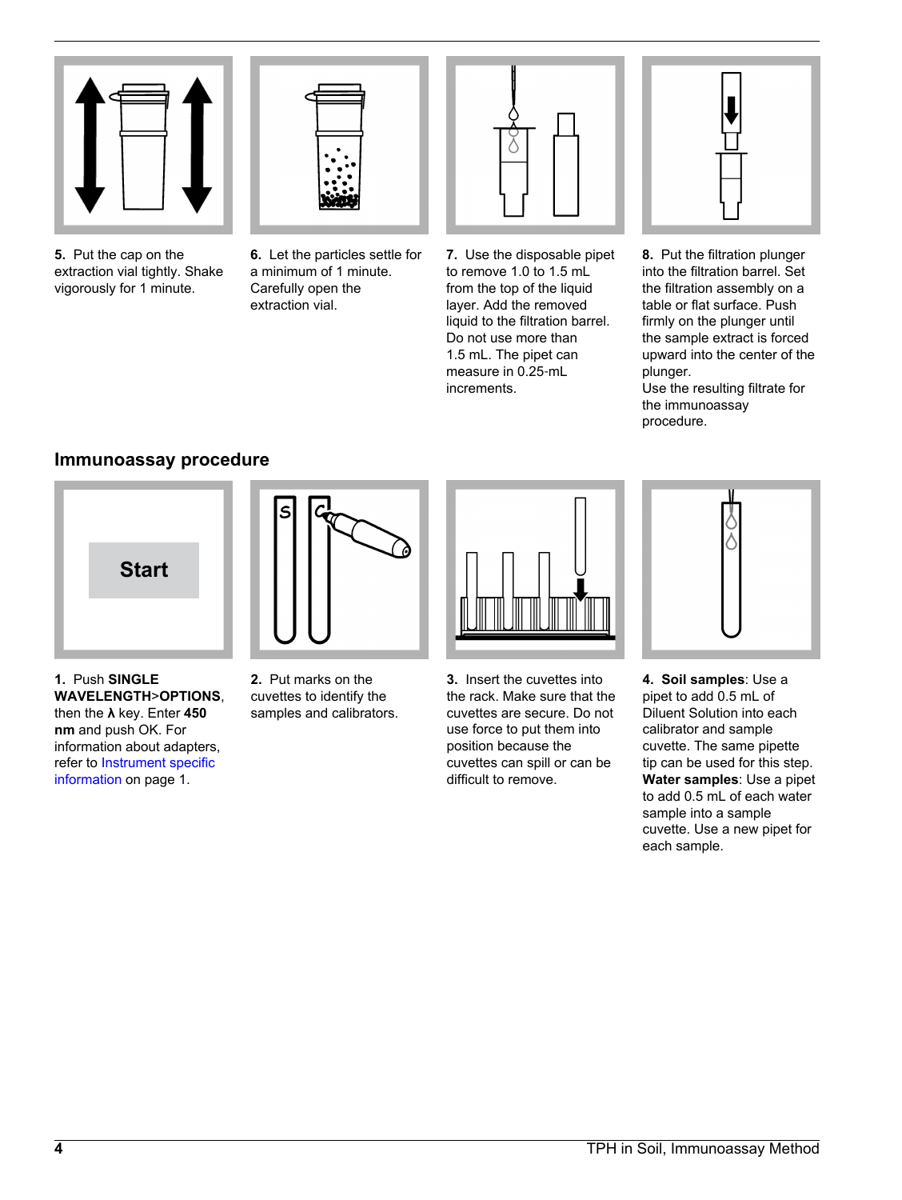**5.** Put the cap on the extraction vial tightly. Shake vigorously for 1 minute.

**6.** Let the particles settle for a minimum of 1 minute. Carefully open the extraction vial.

**7.** Use the disposable pipet to remove 1.0 to 1.5 mL from the top of the liquid layer. Add the removed liquid to the filtration barrel. Do not use more than 1.5 mL. The pipet can measure in 0.25-mL increments.

**8.** Put the filtration plunger into the filtration barrel. Set the filtration assembly on a table or flat surface. Push firmly on the plunger until the sample extract is forced upward into the center of the plunger.
Use the resulting filtrate for the immunoassay procedure.

## Immunoassay procedure

**1.** Push **SINGLE WAVELENGTH**>**OPTIONS**, then the **λ** key. Enter **450 nm** and push OK. For information about adapters, refer to Instrument specific information on page 1.

**2.** Put marks on the cuvettes to identify the samples and calibrators.

**3.** Insert the cuvettes into the rack. Make sure that the cuvettes are secure. Do not use force to put them into position because the cuvettes can spill or can be difficult to remove.

**4.** **Soil samples**: Use a pipet to add 0.5 mL of Diluent Solution into each calibrator and sample cuvette. The same pipette tip can be used for this step.
**Water samples**: Use a pipet to add 0.5 mL of each water sample into a sample cuvette. Use a new pipet for each sample.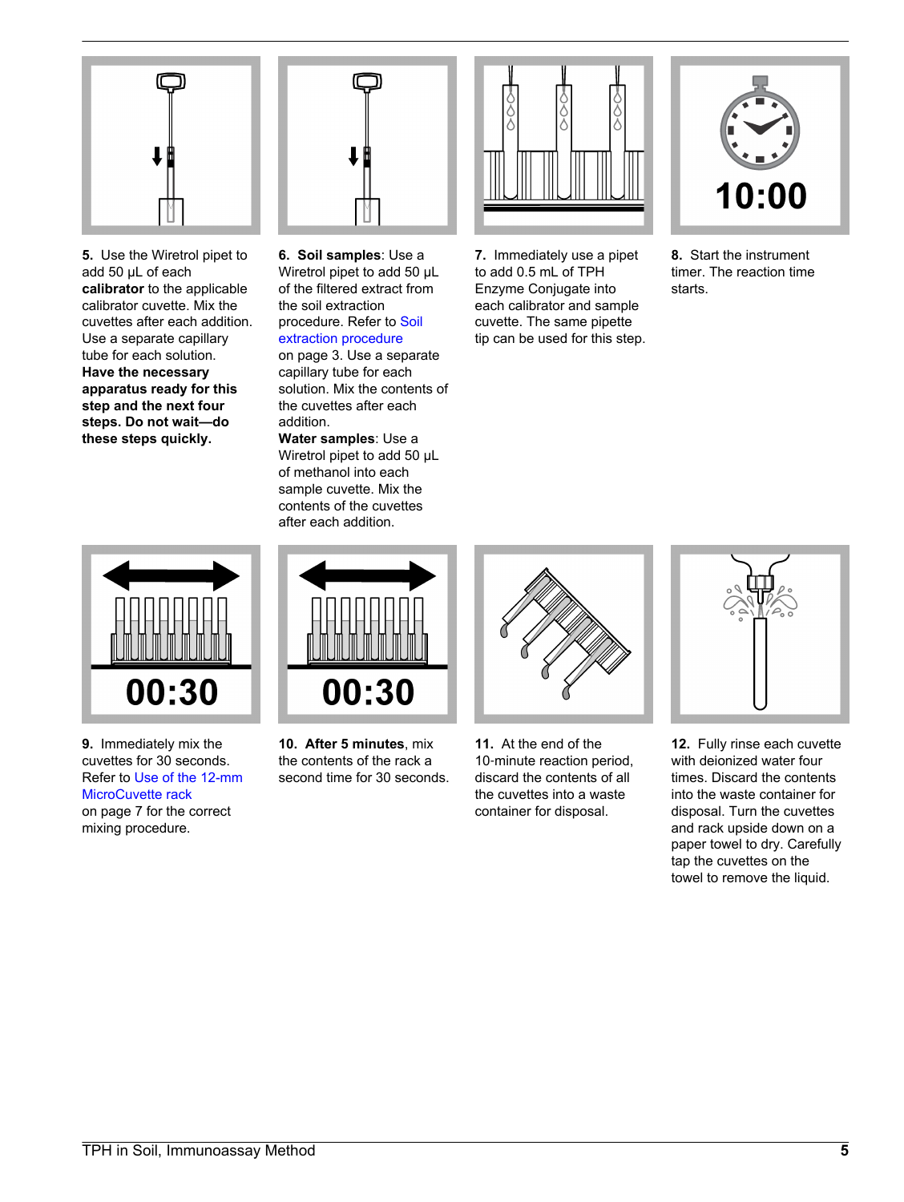5. Use the Wiretrol pipet to add 50 µL of each **calibrator** to the applicable calibrator cuvette. Mix the cuvettes after each addition. Use a separate capillary tube for each solution. **Have the necessary apparatus ready for this step and the next four steps. Do not wait—do these steps quickly.**

6. **Soil samples**: Use a Wiretrol pipet to add 50 µL of the filtered extract from the soil extraction procedure. Refer to Soil extraction procedure on page 3. Use a separate capillary tube for each solution. Mix the contents of the cuvettes after each addition.
**Water samples**: Use a Wiretrol pipet to add 50 µL of methanol into each sample cuvette. Mix the contents of the cuvettes after each addition.

7. Immediately use a pipet to add 0.5 mL of TPH Enzyme Conjugate into each calibrator and sample cuvette. The same pipette tip can be used for this step.

8. Start the instrument timer. The reaction time starts.

9. Immediately mix the cuvettes for 30 seconds. Refer to Use of the 12-mm MicroCuvette rack on page 7 for the correct mixing procedure.

10. **After 5 minutes**, mix the contents of the rack a second time for 30 seconds.

11. At the end of the 10-minute reaction period, discard the contents of all the cuvettes into a waste container for disposal.

12. Fully rinse each cuvette with deionized water four times. Discard the contents into the waste container for disposal. Turn the cuvettes and rack upside down on a paper towel to dry. Carefully tap the cuvettes on the towel to remove the liquid.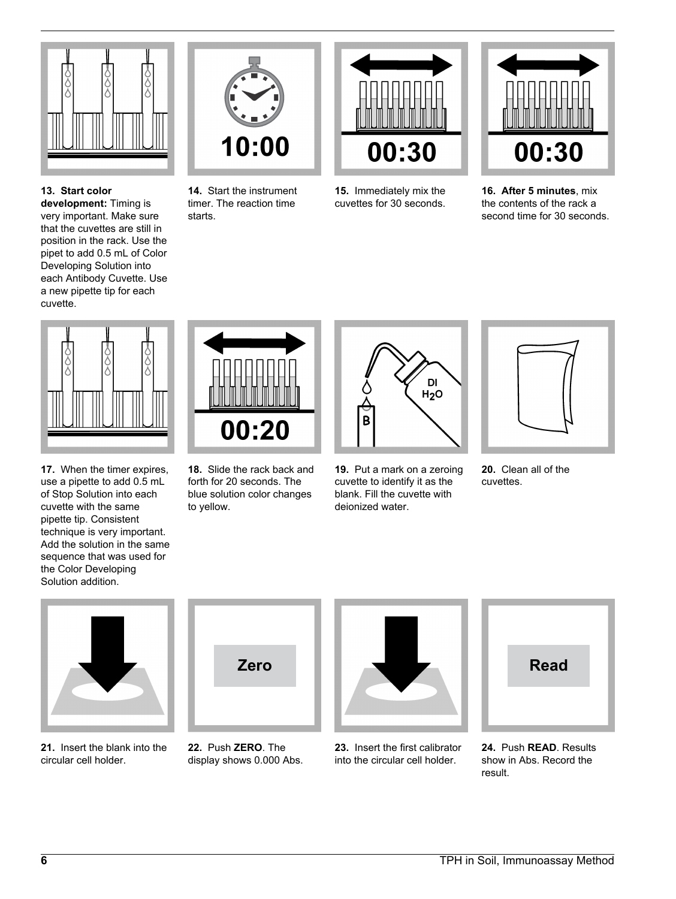10:00

00:30

00:30

**13. Start color development:** Timing is very important. Make sure that the cuvettes are still in position in the rack. Use the pipet to add 0.5 mL of Color Developing Solution into each Antibody Cuvette. Use a new pipette tip for each cuvette.

**14.** Start the instrument timer. The reaction time starts.

**15.** Immediately mix the cuvettes for 30 seconds.

**16. After 5 minutes**, mix the contents of the rack a second time for 30 seconds.

00:20

DI $H_2O$

B

**17.** When the timer expires, use a pipette to add 0.5 mL of Stop Solution into each cuvette with the same pipette tip. Consistent technique is very important. Add the solution in the same sequence that was used for the Color Developing Solution addition.

**18.** Slide the rack back and forth for 20 seconds. The blue solution color changes to yellow.

**19.** Put a mark on a zeroing cuvette to identify it as the blank. Fill the cuvette with deionized water.

**20.** Clean all of the cuvettes.

Zero

Read

**21.** Insert the blank into the circular cell holder.

**22.** Push **ZERO**. The display shows 0.000 Abs.

**23.** Insert the first calibrator into the circular cell holder.

**24.** Push **READ**. Results show in Abs. Record the result.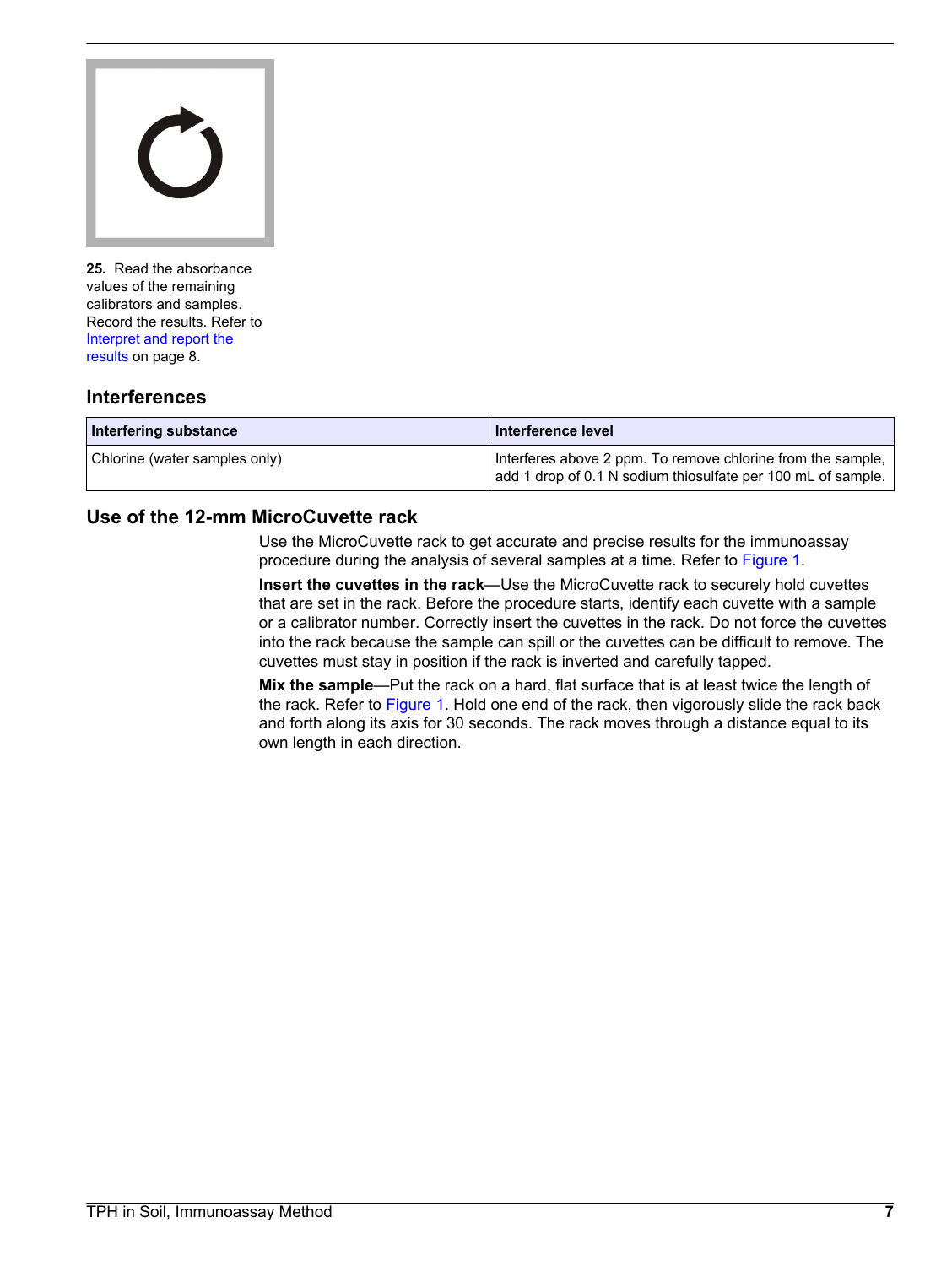25. Read the absorbance values of the remaining calibrators and samples. Record the results. Refer to Interpret and report the results on page 8.

## Interferences

| Interfering substance | Interference level |
| --- | --- |
| Chlorine (water samples only) | Interferes above 2 ppm. To remove chlorine from the sample, add 1 drop of 0.1 N sodium thiosulfate per 100 mL of sample. |

## Use of the 12-mm MicroCuvette rack

Use the MicroCuvette rack to get accurate and precise results for the immunoassay procedure during the analysis of several samples at a time. Refer to Figure 1.

**Insert the cuvettes in the rack**—Use the MicroCuvette rack to securely hold cuvettes that are set in the rack. Before the procedure starts, identify each cuvette with a sample or a calibrator number. Correctly insert the cuvettes in the rack. Do not force the cuvettes into the rack because the sample can spill or the cuvettes can be difficult to remove. The cuvettes must stay in position if the rack is inverted and carefully tapped.

**Mix the sample**—Put the rack on a hard, flat surface that is at least twice the length of the rack. Refer to Figure 1. Hold one end of the rack, then vigorously slide the rack back and forth along its axis for 30 seconds. The rack moves through a distance equal to its own length in each direction.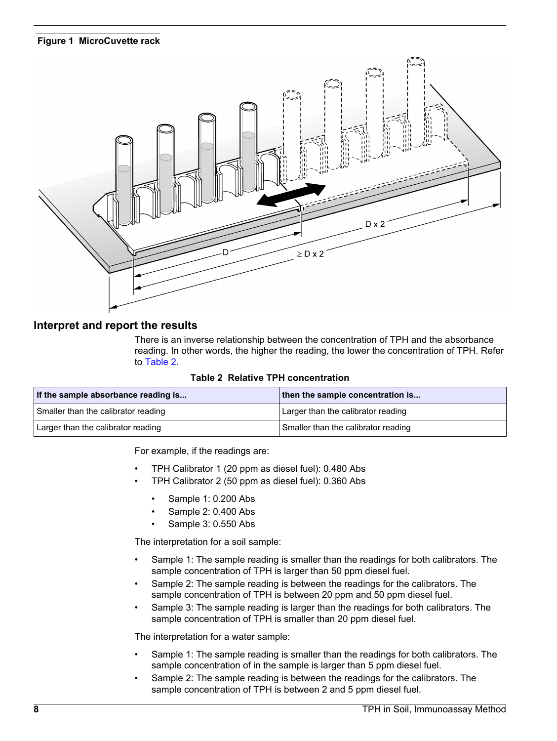**Figure 1 MicroCuvette rack**

## Interpret and report the results

There is an inverse relationship between the concentration of TPH and the absorbance reading. In other words, the higher the reading, the lower the concentration of TPH. Refer to Table 2.

**Table 2 Relative TPH concentration**

| If the sample absorbance reading is... | then the sample concentration is... |
| --- | --- |
| Smaller than the calibrator reading | Larger than the calibrator reading |
| Larger than the calibrator reading | Smaller than the calibrator reading |

For example, if the readings are:

- TPH Calibrator 1 (20 ppm as diesel fuel): 0.480 Abs
- TPH Calibrator 2 (50 ppm as diesel fuel): 0.360 Abs
    - Sample 1: 0.200 Abs
    - Sample 2: 0.400 Abs
    - Sample 3: 0.550 Abs

The interpretation for a soil sample:

- Sample 1: The sample reading is smaller than the readings for both calibrators. The sample concentration of TPH is larger than 50 ppm diesel fuel.
- Sample 2: The sample reading is between the readings for the calibrators. The sample concentration of TPH is between 20 ppm and 50 ppm diesel fuel.
- Sample 3: The sample reading is larger than the readings for both calibrators. The sample concentration of TPH is smaller than 20 ppm diesel fuel.

The interpretation for a water sample:

- Sample 1: The sample reading is smaller than the readings for both calibrators. The sample concentration of in the sample is larger than 5 ppm diesel fuel.
- Sample 2: The sample reading is between the readings for the calibrators. The sample concentration of TPH is between 2 and 5 ppm diesel fuel.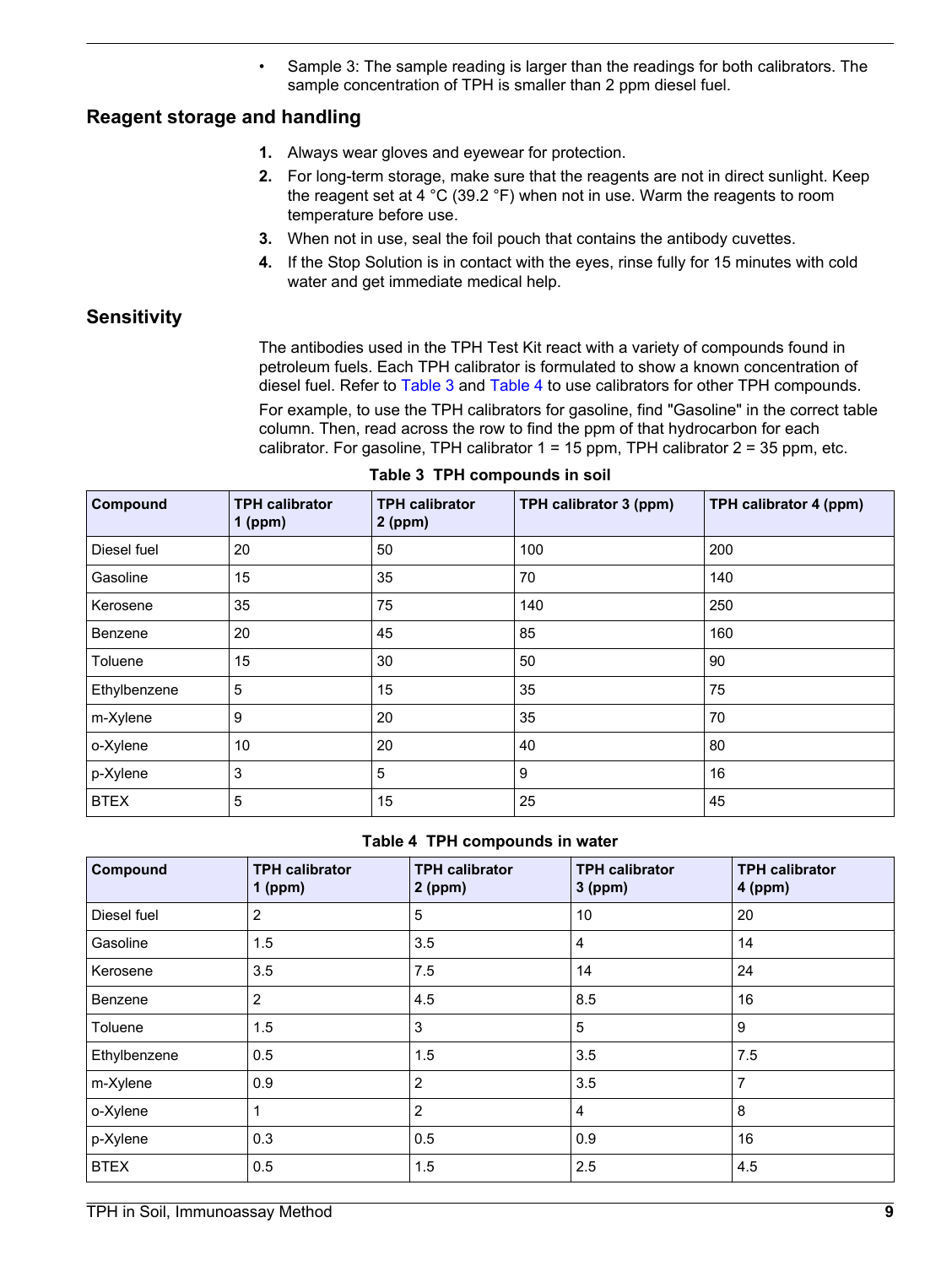- Sample 3: The sample reading is larger than the readings for both calibrators. The sample concentration of TPH is smaller than 2 ppm diesel fuel.

## Reagent storage and handling

1. Always wear gloves and eyewear for protection.
2. For long-term storage, make sure that the reagents are not in direct sunlight. Keep the reagent set at 4 °C (39.2 °F) when not in use. Warm the reagents to room temperature before use.
3. When not in use, seal the foil pouch that contains the antibody cuvettes.
4. If the Stop Solution is in contact with the eyes, rinse fully for 15 minutes with cold water and get immediate medical help.

## Sensitivity

The antibodies used in the TPH Test Kit react with a variety of compounds found in petroleum fuels. Each TPH calibrator is formulated to show a known concentration of diesel fuel. Refer to Table 3 and Table 4 to use calibrators for other TPH compounds.

For example, to use the TPH calibrators for gasoline, find "Gasoline" in the correct table column. Then, read across the row to find the ppm of that hydrocarbon for each calibrator. For gasoline, TPH calibrator 1 = 15 ppm, TPH calibrator 2 = 35 ppm, etc.

**Table 3 TPH compounds in soil**

| Compound | TPH calibrator 1 (ppm) | TPH calibrator 2 (ppm) | TPH calibrator 3 (ppm) | TPH calibrator 4 (ppm) |
|---|---|---|---|---|
| Diesel fuel | 20 | 50 | 100 | 200 |
| Gasoline | 15 | 35 | 70 | 140 |
| Kerosene | 35 | 75 | 140 | 250 |
| Benzene | 20 | 45 | 85 | 160 |
| Toluene | 15 | 30 | 50 | 90 |
| Ethylbenzene | 5 | 15 | 35 | 75 |
| m-Xylene | 9 | 20 | 35 | 70 |
| o-Xylene | 10 | 20 | 40 | 80 |
| p-Xylene | 3 | 5 | 9 | 16 |
| BTEX | 5 | 15 | 25 | 45 |

**Table 4 TPH compounds in water**

| Compound | TPH calibrator 1 (ppm) | TPH calibrator 2 (ppm) | TPH calibrator 3 (ppm) | TPH calibrator 4 (ppm) |
|---|---|---|---|---|
| Diesel fuel | 2 | 5 | 10 | 20 |
| Gasoline | 1.5 | 3.5 | 4 | 14 |
| Kerosene | 3.5 | 7.5 | 14 | 24 |
| Benzene | 2 | 4.5 | 8.5 | 16 |
| Toluene | 1.5 | 3 | 5 | 9 |
| Ethylbenzene | 0.5 | 1.5 | 3.5 | 7.5 |
| m-Xylene | 0.9 | 2 | 3.5 | 7 |
| o-Xylene | 1 | 2 | 4 | 8 |
| p-Xylene | 0.3 | 0.5 | 0.9 | 16 |
| BTEX | 0.5 | 1.5 | 2.5 | 4.5 |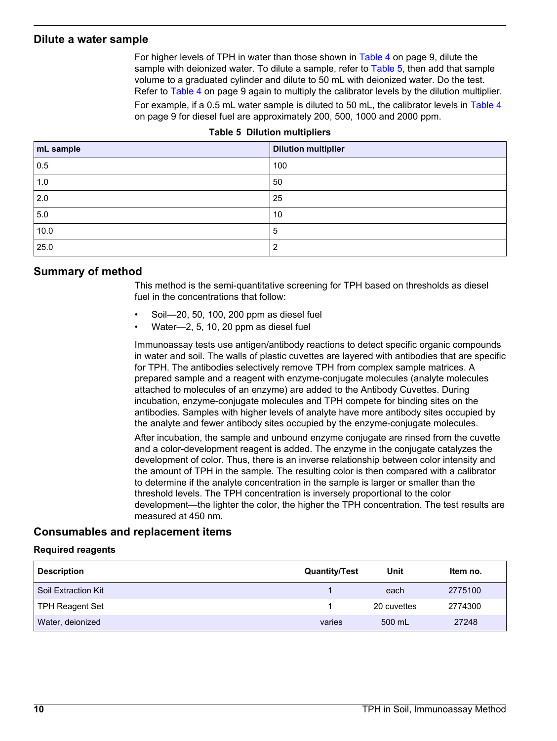## Dilute a water sample

For higher levels of TPH in water than those shown in Table 4 on page 9, dilute the sample with deionized water. To dilute a sample, refer to Table 5, then add that sample volume to a graduated cylinder and dilute to 50 mL with deionized water. Do the test. Refer to Table 4 on page 9 again to multiply the calibrator levels by the dilution multiplier.

For example, if a 0.5 mL water sample is diluted to 50 mL, the calibrator levels in Table 4 on page 9 for diesel fuel are approximately 200, 500, 1000 and 2000 ppm.

**Table 5 Dilution multipliers**

| mL sample | Dilution multiplier |
|---|---|
| 0.5 | 100 |
| 1.0 | 50 |
| 2.0 | 25 |
| 5.0 | 10 |
| 10.0 | 5 |
| 25.0 | 2 |

## Summary of method

This method is the semi-quantitative screening for TPH based on thresholds as diesel fuel in the concentrations that follow:

- Soil—20, 50, 100, 200 ppm as diesel fuel
- Water—2, 5, 10, 20 ppm as diesel fuel

Immunoassay tests use antigen/antibody reactions to detect specific organic compounds in water and soil. The walls of plastic cuvettes are layered with antibodies that are specific for TPH. The antibodies selectively remove TPH from complex sample matrices. A prepared sample and a reagent with enzyme-conjugate molecules (analyte molecules attached to molecules of an enzyme) are added to the Antibody Cuvettes. During incubation, enzyme-conjugate molecules and TPH compete for binding sites on the antibodies. Samples with higher levels of analyte have more antibody sites occupied by the analyte and fewer antibody sites occupied by the enzyme-conjugate molecules.

After incubation, the sample and unbound enzyme conjugate are rinsed from the cuvette and a color-development reagent is added. The enzyme in the conjugate catalyzes the development of color. Thus, there is an inverse relationship between color intensity and the amount of TPH in the sample. The resulting color is then compared with a calibrator to determine if the analyte concentration in the sample is larger or smaller than the threshold levels. The TPH concentration is inversely proportional to the color development—the lighter the color, the higher the TPH concentration. The test results are measured at 450 nm.

## Consumables and replacement items

### Required reagents

| Description | Quantity/Test | Unit | Item no. |
|---|---|---|---|
| Soil Extraction Kit | 1 | each | 2775100 |
| TPH Reagent Set | 1 | 20 cuvettes | 2774300 |
| Water, deionized | varies | 500 mL | 27248 |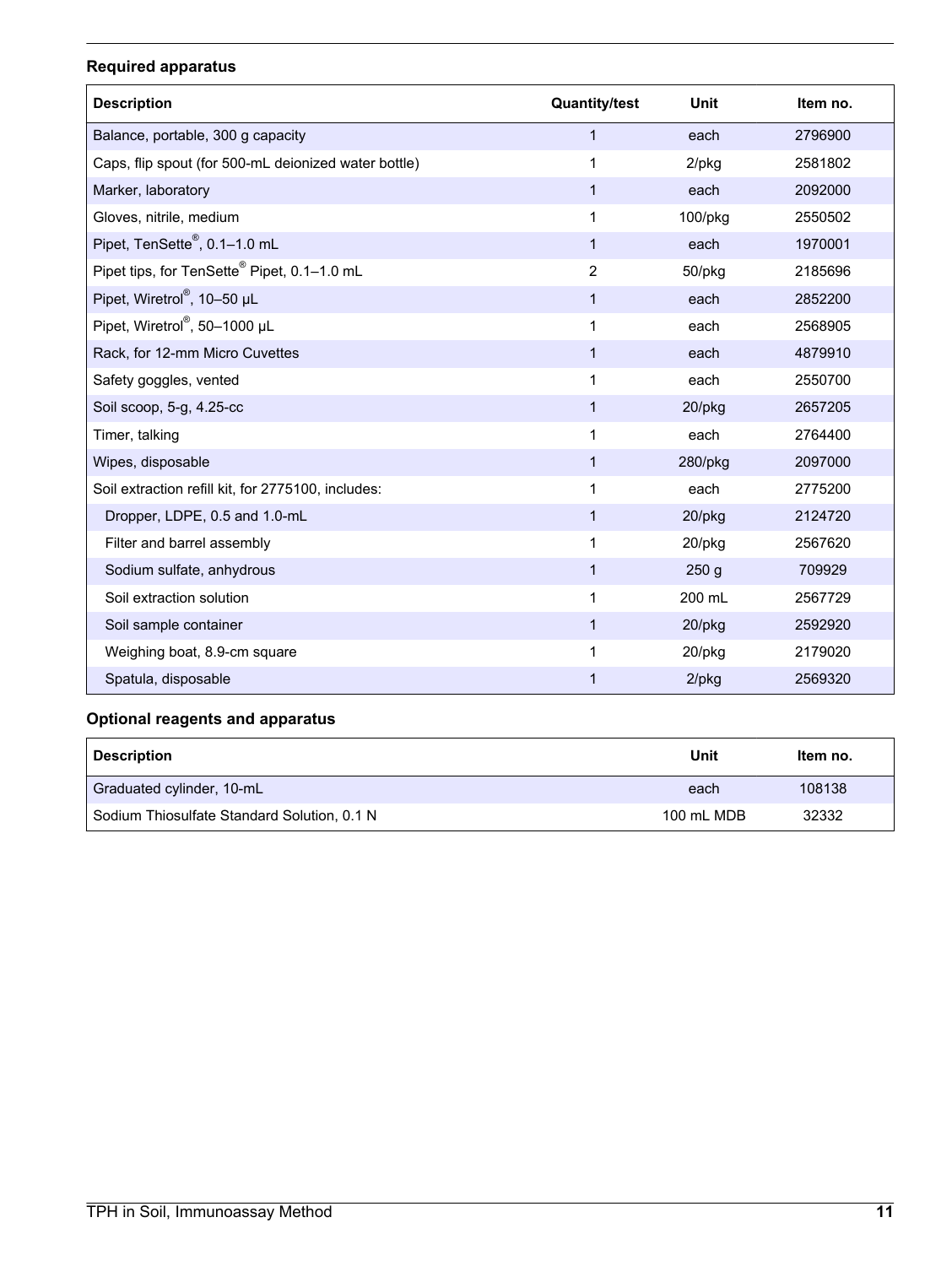### Required apparatus

| Description | Quantity/test | Unit | Item no. |
|---|---|---|---|
| Balance, portable, 300 g capacity | 1 | each | 2796900 |
| Caps, flip spout (for 500-mL deionized water bottle) | 1 | 2/pkg | 2581802 |
| Marker, laboratory | 1 | each | 2092000 |
| Gloves, nitrile, medium | 1 | 100/pkg | 2550502 |
| Pipet, TenSette®, 0.1–1.0 mL | 1 | each | 1970001 |
| Pipet tips, for TenSette® Pipet, 0.1–1.0 mL | 2 | 50/pkg | 2185696 |
| Pipet, Wiretrol®, 10–50 µL | 1 | each | 2852200 |
| Pipet, Wiretrol®, 50–1000 µL | 1 | each | 2568905 |
| Rack, for 12-mm Micro Cuvettes | 1 | each | 4879910 |
| Safety goggles, vented | 1 | each | 2550700 |
| Soil scoop, 5-g, 4.25-cc | 1 | 20/pkg | 2657205 |
| Timer, talking | 1 | each | 2764400 |
| Wipes, disposable | 1 | 280/pkg | 2097000 |
| Soil extraction refill kit, for 2775100, includes: | 1 | each | 2775200 |
| Dropper, LDPE, 0.5 and 1.0-mL | 1 | 20/pkg | 2124720 |
| Filter and barrel assembly | 1 | 20/pkg | 2567620 |
| Sodium sulfate, anhydrous | 1 | 250 g | 709929 |
| Soil extraction solution | 1 | 200 mL | 2567729 |
| Soil sample container | 1 | 20/pkg | 2592920 |
| Weighing boat, 8.9-cm square | 1 | 20/pkg | 2179020 |
| Spatula, disposable | 1 | 2/pkg | 2569320 |

### Optional reagents and apparatus

| Description | Unit | Item no. |
|---|---|---|
| Graduated cylinder, 10-mL | each | 108138 |
| Sodium Thiosulfate Standard Solution, 0.1 N | 100 mL MDB | 32332 |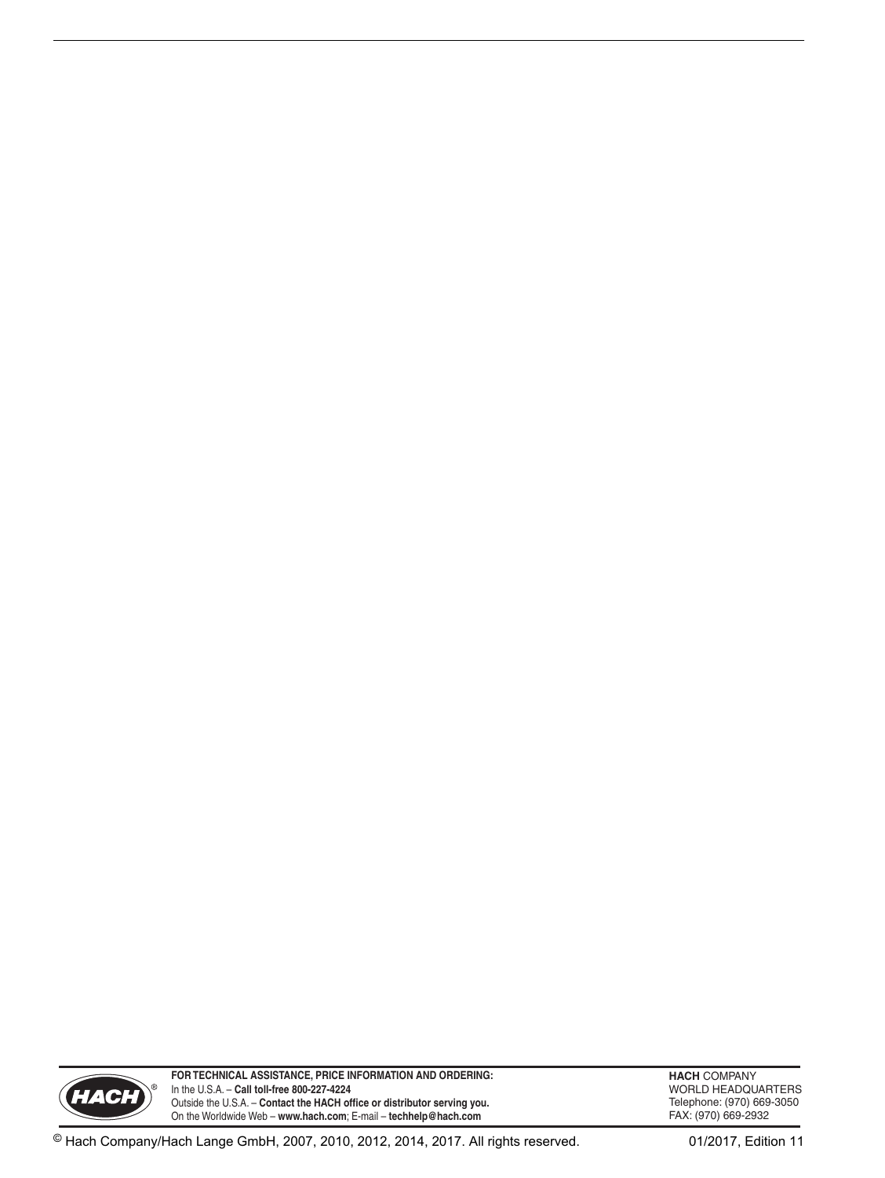**FOR TECHNICAL ASSISTANCE, PRICE INFORMATION AND ORDERING:**
In the U.S.A. – **Call toll-free 800-227-4224**
Outside the U.S.A. – **Contact the HACH office or distributor serving you.**
On the Worldwide Web – **www.hach.com**; E-mail – **techhelp@hach.com**

**HACH** COMPANY
WORLD HEADQUARTERS
Telephone: (970) 669-3050
FAX: (970) 669-2932

© Hach Company/Hach Lange GmbH, 2007, 2010, 2012, 2014, 2017. All rights reserved.

01/2017, Edition 11